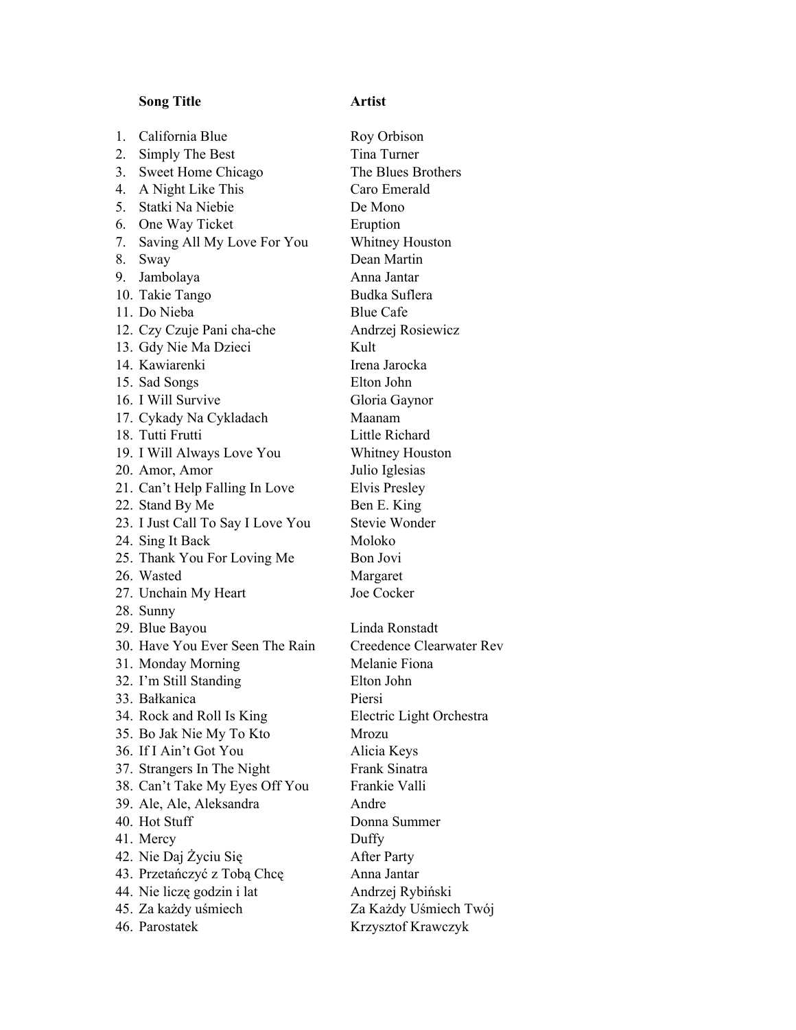| | Song Title | Artist |
|---|---|---|
| 1. | California Blue | Roy Orbison |
| 2. | Simply The Best | Tina Turner |
| 3. | Sweet Home Chicago | The Blues Brothers |
| 4. | A Night Like This | Caro Emerald |
| 5. | Statki Na Niebie | De Mono |
| 6. | One Way Ticket | Eruption |
| 7. | Saving All My Love For You | Whitney Houston |
| 8. | Sway | Dean Martin |
| 9. | Jambolaya | Anna Jantar |
| 10. | Takie Tango | Budka Suflera |
| 11. | Do Nieba | Blue Cafe |
| 12. | Czy Czuje Pani cha-che | Andrzej Rosiewicz |
| 13. | Gdy Nie Ma Dzieci | Kult |
| 14. | Kawiarenki | Irena Jarocka |
| 15. | Sad Songs | Elton John |
| 16. | I Will Survive | Gloria Gaynor |
| 17. | Cykady Na Cykladach | Maanam |
| 18. | Tutti Frutti | Little Richard |
| 19. | I Will Always Love You | Whitney Houston |
| 20. | Amor, Amor | Julio Iglesias |
| 21. | Can't Help Falling In Love | Elvis Presley |
| 22. | Stand By Me | Ben E. King |
| 23. | I Just Call To Say I Love You | Stevie Wonder |
| 24. | Sing It Back | Moloko |
| 25. | Thank You For Loving Me | Bon Jovi |
| 26. | Wasted | Margaret |
| 27. | Unchain My Heart | Joe Cocker |
| 28. | Sunny | |
| 29. | Blue Bayou | Linda Ronstadt |
| 30. | Have You Ever Seen The Rain | Creedence Clearwater Rev |
| 31. | Monday Morning | Melanie Fiona |
| 32. | I'm Still Standing | Elton John |
| 33. | Bałkanica | Piersi |
| 34. | Rock and Roll Is King | Electric Light Orchestra |
| 35. | Bo Jak Nie My To Kto | Mrozu |
| 36. | If I Ain't Got You | Alicia Keys |
| 37. | Strangers In The Night | Frank Sinatra |
| 38. | Can't Take My Eyes Off You | Frankie Valli |
| 39. | Ale, Ale, Aleksandra | Andre |
| 40. | Hot Stuff | Donna Summer |
| 41. | Mercy | Duffy |
| 42. | Nie Daj Życiu Się | After Party |
| 43. | Przetańczyć z Tobą Chcę | Anna Jantar |
| 44. | Nie liczę godzin i lat | Andrzej Rybiński |
| 45. | Za każdy uśmiech | Za Każdy Uśmiech Twój |
| 46. | Parostatek | Krzysztof Krawczyk |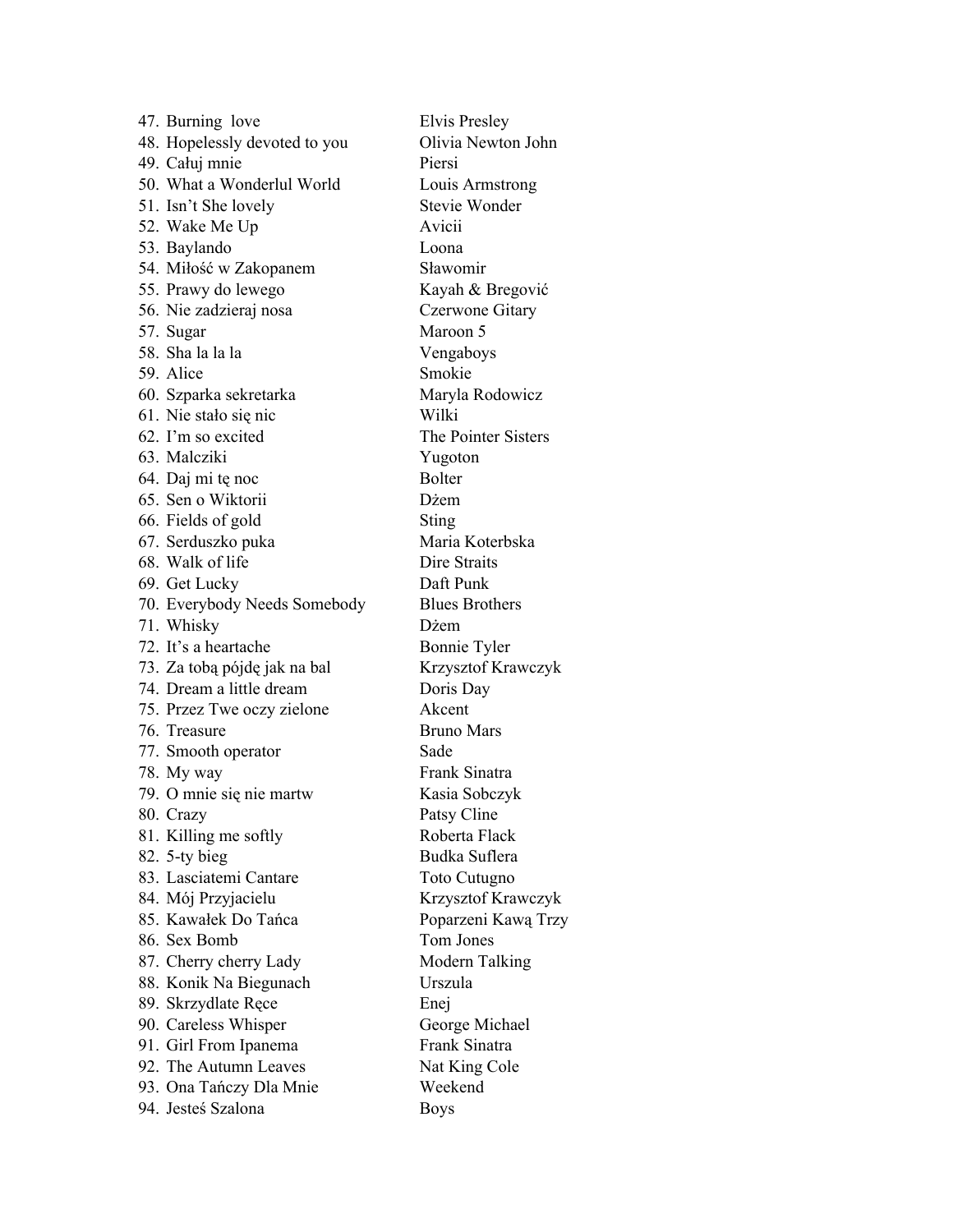47. Burning  love — Elvis Presley
48. Hopelessly devoted to you — Olivia Newton John
49. Całuj mnie — Piersi
50. What a Wonderlul World — Louis Armstrong
51. Isn't She lovely — Stevie Wonder
52. Wake Me Up — Avicii
53. Baylando — Loona
54. Miłość w Zakopanem — Sławomir
55. Prawy do lewego — Kayah & Bregović
56. Nie zadzieraj nosa — Czerwone Gitary
57. Sugar — Maroon 5
58. Sha la la la — Vengaboys
59. Alice — Smokie
60. Szparka sekretarka — Maryla Rodowicz
61. Nie stało się nic — Wilki
62. I'm so excited — The Pointer Sisters
63. Malcziki — Yugoton
64. Daj mi tę noc — Bolter
65. Sen o Wiktorii — Dżem
66. Fields of gold — Sting
67. Serduszko puka — Maria Koterbska
68. Walk of life — Dire Straits
69. Get Lucky — Daft Punk
70. Everybody Needs Somebody — Blues Brothers
71. Whisky — Dżem
72. It's a heartache — Bonnie Tyler
73. Za tobą pójdę jak na bal — Krzysztof Krawczyk
74. Dream a little dream — Doris Day
75. Przez Twe oczy zielone — Akcent
76. Treasure — Bruno Mars
77. Smooth operator — Sade
78. My way — Frank Sinatra
79. O mnie się nie martw — Kasia Sobczyk
80. Crazy — Patsy Cline
81. Killing me softly — Roberta Flack
82. 5-ty bieg — Budka Suflera
83. Lasciatemi Cantare — Toto Cutugno
84. Mój Przyjacielu — Krzysztof Krawczyk
85. Kawałek Do Tańca — Poparzeni Kawą Trzy
86. Sex Bomb — Tom Jones
87. Cherry cherry Lady — Modern Talking
88. Konik Na Biegunach — Urszula
89. Skrzydlate Ręce — Enej
90. Careless Whisper — George Michael
91. Girl From Ipanema — Frank Sinatra
92. The Autumn Leaves — Nat King Cole
93. Ona Tańczy Dla Mnie — Weekend
94. Jesteś Szalona — Boys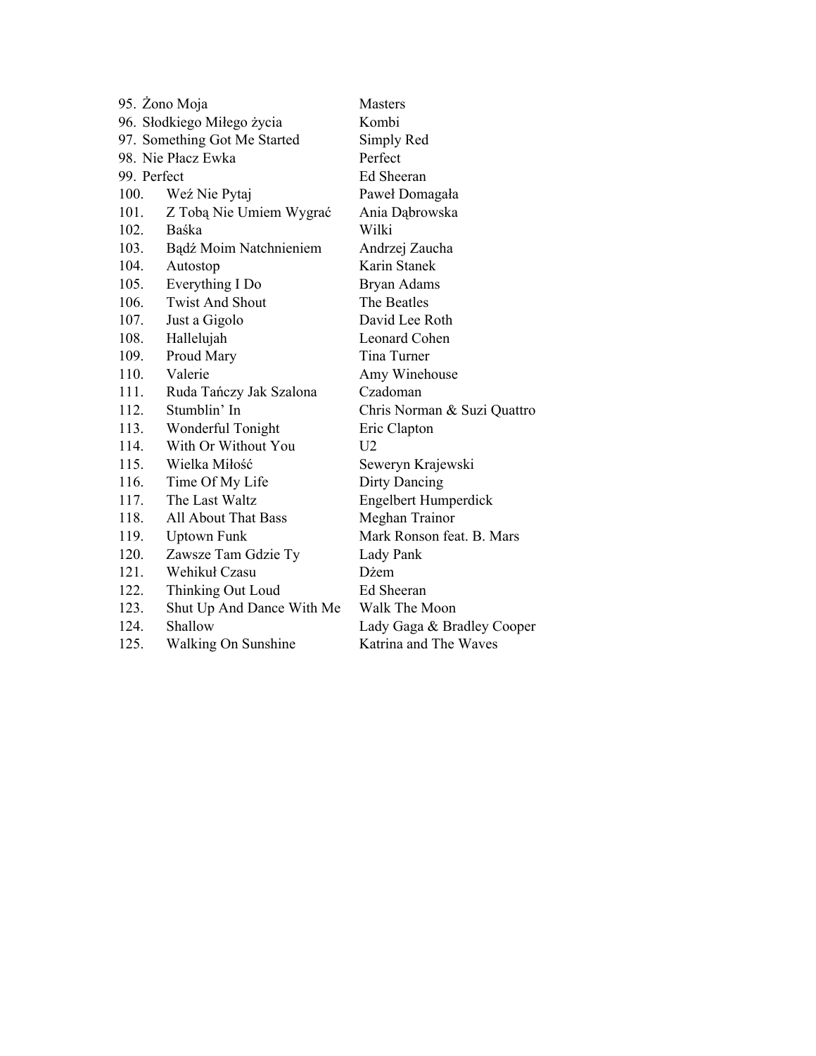| | | |
|---|---|---|
| 95. | Żono Moja | Masters |
| 96. | Słodkiego Miłego życia | Kombi |
| 97. | Something Got Me Started | Simply Red |
| 98. | Nie Płacz Ewka | Perfect |
| 99. | Perfect | Ed Sheeran |
| 100. | Weź Nie Pytaj | Paweł Domagała |
| 101. | Z Tobą Nie Umiem Wygrać | Ania Dąbrowska |
| 102. | Baśka | Wilki |
| 103. | Bądź Moim Natchnieniem | Andrzej Zaucha |
| 104. | Autostop | Karin Stanek |
| 105. | Everything I Do | Bryan Adams |
| 106. | Twist And Shout | The Beatles |
| 107. | Just a Gigolo | David Lee Roth |
| 108. | Hallelujah | Leonard Cohen |
| 109. | Proud Mary | Tina Turner |
| 110. | Valerie | Amy Winehouse |
| 111. | Ruda Tańczy Jak Szalona | Czadoman |
| 112. | Stumblin' In | Chris Norman & Suzi Quattro |
| 113. | Wonderful Tonight | Eric Clapton |
| 114. | With Or Without You | U2 |
| 115. | Wielka Miłość | Seweryn Krajewski |
| 116. | Time Of My Life | Dirty Dancing |
| 117. | The Last Waltz | Engelbert Humperdick |
| 118. | All About That Bass | Meghan Trainor |
| 119. | Uptown Funk | Mark Ronson feat. B. Mars |
| 120. | Zawsze Tam Gdzie Ty | Lady Pank |
| 121. | Wehikuł Czasu | Dżem |
| 122. | Thinking Out Loud | Ed Sheeran |
| 123. | Shut Up And Dance With Me | Walk The Moon |
| 124. | Shallow | Lady Gaga & Bradley Cooper |
| 125. | Walking On Sunshine | Katrina and The Waves |